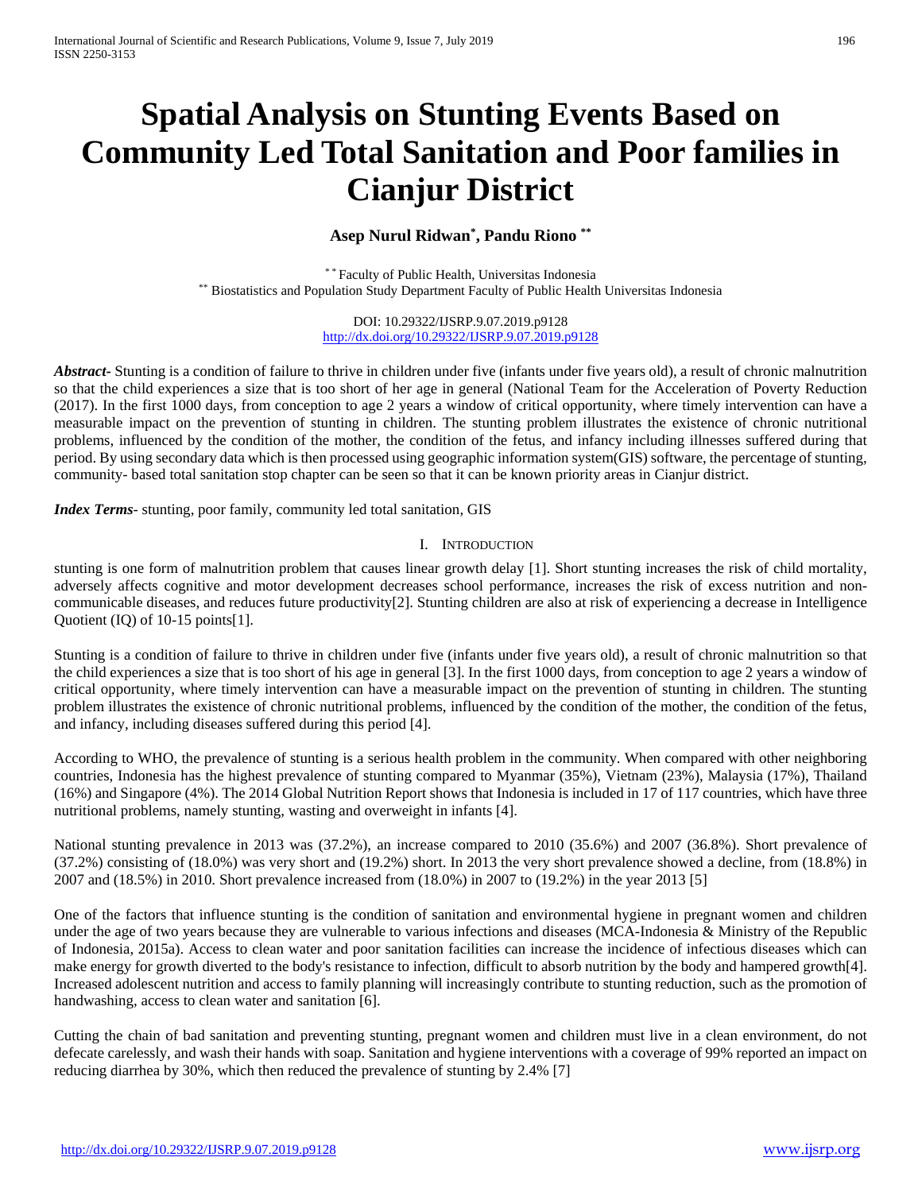# Spatial Analysis on Stunting Events Based on Community Led Total Sanitation and Poor families in Cianjur District

**Asep Nurul Ridwan[*], Pandu Riono [**]**

[* *] Faculty of Public Health, Universitas Indonesia
[**] Biostatistics and Population Study Department Faculty of Public Health Universitas Indonesia

DOI: 10.29322/IJSRP.9.07.2019.p9128
http://dx.doi.org/10.29322/IJSRP.9.07.2019.p9128

***Abstract***- Stunting is a condition of failure to thrive in children under five (infants under five years old), a result of chronic malnutrition so that the child experiences a size that is too short of her age in general (National Team for the Acceleration of Poverty Reduction (2017). In the first 1000 days, from conception to age 2 years a window of critical opportunity, where timely intervention can have a measurable impact on the prevention of stunting in children. The stunting problem illustrates the existence of chronic nutritional problems, influenced by the condition of the mother, the condition of the fetus, and infancy including illnesses suffered during that period. By using secondary data which is then processed using geographic information system(GIS) software, the percentage of stunting, community- based total sanitation stop chapter can be seen so that it can be known priority areas in Cianjur district.

***Index Terms***- stunting, poor family, community led total sanitation, GIS

## I. Introduction

stunting is one form of malnutrition problem that causes linear growth delay [1]. Short stunting increases the risk of child mortality, adversely affects cognitive and motor development decreases school performance, increases the risk of excess nutrition and non-communicable diseases, and reduces future productivity[2]. Stunting children are also at risk of experiencing a decrease in Intelligence Quotient (IQ) of 10-15 points[1].

Stunting is a condition of failure to thrive in children under five (infants under five years old), a result of chronic malnutrition so that the child experiences a size that is too short of his age in general [3]. In the first 1000 days, from conception to age 2 years a window of critical opportunity, where timely intervention can have a measurable impact on the prevention of stunting in children. The stunting problem illustrates the existence of chronic nutritional problems, influenced by the condition of the mother, the condition of the fetus, and infancy, including diseases suffered during this period [4].

According to WHO, the prevalence of stunting is a serious health problem in the community. When compared with other neighboring countries, Indonesia has the highest prevalence of stunting compared to Myanmar (35%), Vietnam (23%), Malaysia (17%), Thailand (16%) and Singapore (4%). The 2014 Global Nutrition Report shows that Indonesia is included in 17 of 117 countries, which have three nutritional problems, namely stunting, wasting and overweight in infants [4].

National stunting prevalence in 2013 was (37.2%), an increase compared to 2010 (35.6%) and 2007 (36.8%). Short prevalence of (37.2%) consisting of (18.0%) was very short and (19.2%) short. In 2013 the very short prevalence showed a decline, from (18.8%) in 2007 and (18.5%) in 2010. Short prevalence increased from (18.0%) in 2007 to (19.2%) in the year 2013 [5]

One of the factors that influence stunting is the condition of sanitation and environmental hygiene in pregnant women and children under the age of two years because they are vulnerable to various infections and diseases (MCA-Indonesia & Ministry of the Republic of Indonesia, 2015a). Access to clean water and poor sanitation facilities can increase the incidence of infectious diseases which can make energy for growth diverted to the body's resistance to infection, difficult to absorb nutrition by the body and hampered growth[4]. Increased adolescent nutrition and access to family planning will increasingly contribute to stunting reduction, such as the promotion of handwashing, access to clean water and sanitation [6].

Cutting the chain of bad sanitation and preventing stunting, pregnant women and children must live in a clean environment, do not defecate carelessly, and wash their hands with soap. Sanitation and hygiene interventions with a coverage of 99% reported an impact on reducing diarrhea by 30%, which then reduced the prevalence of stunting by 2.4% [7]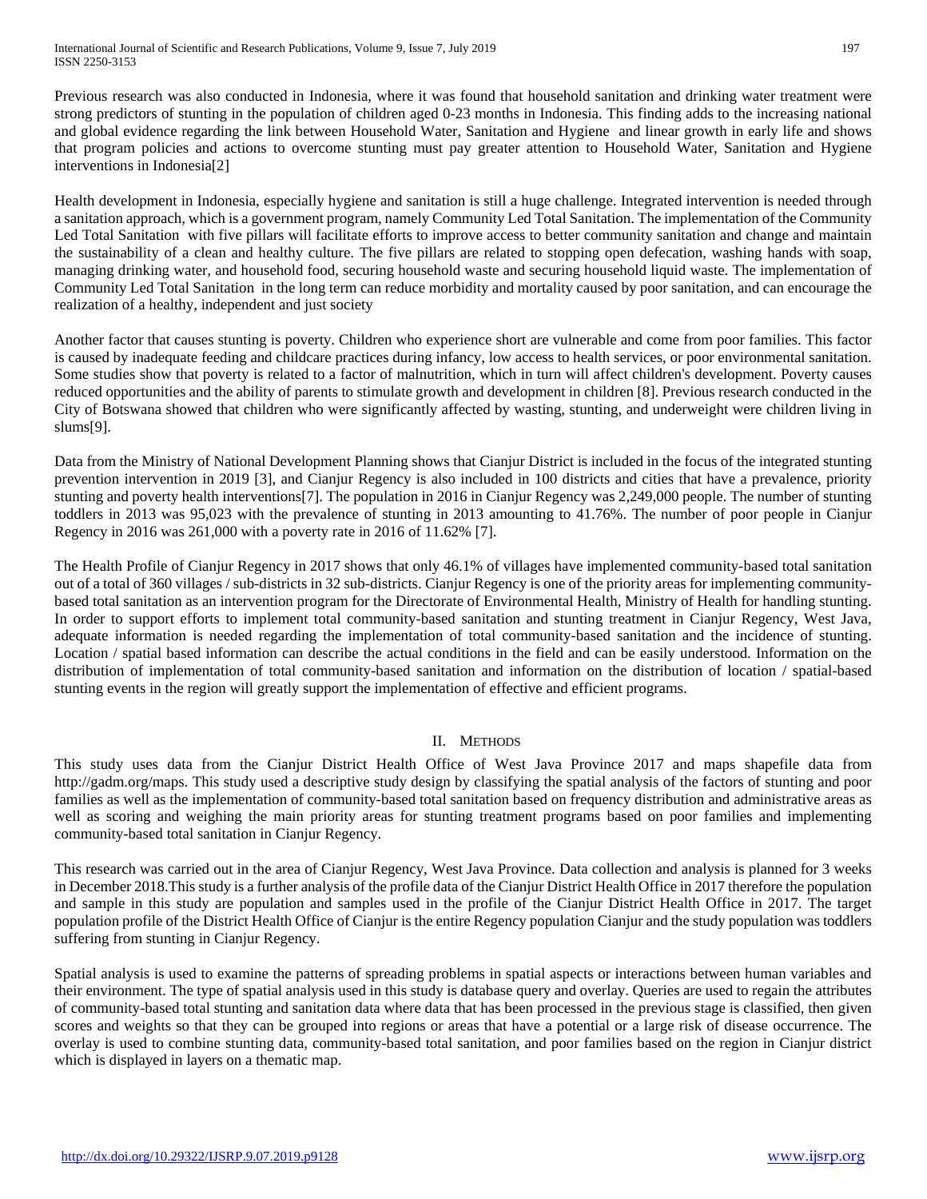Previous research was also conducted in Indonesia, where it was found that household sanitation and drinking water treatment were strong predictors of stunting in the population of children aged 0-23 months in Indonesia. This finding adds to the increasing national and global evidence regarding the link between Household Water, Sanitation and Hygiene and linear growth in early life and shows that program policies and actions to overcome stunting must pay greater attention to Household Water, Sanitation and Hygiene interventions in Indonesia[2]

Health development in Indonesia, especially hygiene and sanitation is still a huge challenge. Integrated intervention is needed through a sanitation approach, which is a government program, namely Community Led Total Sanitation. The implementation of the Community Led Total Sanitation with five pillars will facilitate efforts to improve access to better community sanitation and change and maintain the sustainability of a clean and healthy culture. The five pillars are related to stopping open defecation, washing hands with soap, managing drinking water, and household food, securing household waste and securing household liquid waste. The implementation of Community Led Total Sanitation in the long term can reduce morbidity and mortality caused by poor sanitation, and can encourage the realization of a healthy, independent and just society

Another factor that causes stunting is poverty. Children who experience short are vulnerable and come from poor families. This factor is caused by inadequate feeding and childcare practices during infancy, low access to health services, or poor environmental sanitation. Some studies show that poverty is related to a factor of malnutrition, which in turn will affect children's development. Poverty causes reduced opportunities and the ability of parents to stimulate growth and development in children [8]. Previous research conducted in the City of Botswana showed that children who were significantly affected by wasting, stunting, and underweight were children living in slums[9].

Data from the Ministry of National Development Planning shows that Cianjur District is included in the focus of the integrated stunting prevention intervention in 2019 [3], and Cianjur Regency is also included in 100 districts and cities that have a prevalence, priority stunting and poverty health interventions[7]. The population in 2016 in Cianjur Regency was 2,249,000 people. The number of stunting toddlers in 2013 was 95,023 with the prevalence of stunting in 2013 amounting to 41.76%. The number of poor people in Cianjur Regency in 2016 was 261,000 with a poverty rate in 2016 of 11.62% [7].

The Health Profile of Cianjur Regency in 2017 shows that only 46.1% of villages have implemented community-based total sanitation out of a total of 360 villages / sub-districts in 32 sub-districts. Cianjur Regency is one of the priority areas for implementing community-based total sanitation as an intervention program for the Directorate of Environmental Health, Ministry of Health for handling stunting. In order to support efforts to implement total community-based sanitation and stunting treatment in Cianjur Regency, West Java, adequate information is needed regarding the implementation of total community-based sanitation and the incidence of stunting. Location / spatial based information can describe the actual conditions in the field and can be easily understood. Information on the distribution of implementation of total community-based sanitation and information on the distribution of location / spatial-based stunting events in the region will greatly support the implementation of effective and efficient programs.

## II. Methods

This study uses data from the Cianjur District Health Office of West Java Province 2017 and maps shapefile data from http://gadm.org/maps. This study used a descriptive study design by classifying the spatial analysis of the factors of stunting and poor families as well as the implementation of community-based total sanitation based on frequency distribution and administrative areas as well as scoring and weighing the main priority areas for stunting treatment programs based on poor families and implementing community-based total sanitation in Cianjur Regency.

This research was carried out in the area of Cianjur Regency, West Java Province. Data collection and analysis is planned for 3 weeks in December 2018.This study is a further analysis of the profile data of the Cianjur District Health Office in 2017 therefore the population and sample in this study are population and samples used in the profile of the Cianjur District Health Office in 2017. The target population profile of the District Health Office of Cianjur is the entire Regency population Cianjur and the study population was toddlers suffering from stunting in Cianjur Regency.

Spatial analysis is used to examine the patterns of spreading problems in spatial aspects or interactions between human variables and their environment. The type of spatial analysis used in this study is database query and overlay. Queries are used to regain the attributes of community-based total stunting and sanitation data where data that has been processed in the previous stage is classified, then given scores and weights so that they can be grouped into regions or areas that have a potential or a large risk of disease occurrence. The overlay is used to combine stunting data, community-based total sanitation, and poor families based on the region in Cianjur district which is displayed in layers on a thematic map.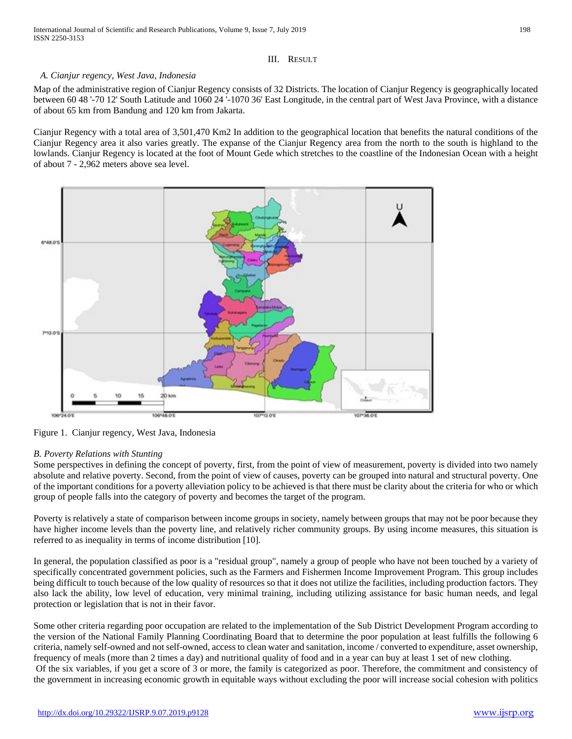## III. Result

### *A. Cianjur regency, West Java, Indonesia*

Map of the administrative region of Cianjur Regency consists of 32 Districts. The location of Cianjur Regency is geographically located between 60 48 '-70 12' South Latitude and 1060 24 '-1070 36' East Longitude, in the central part of West Java Province, with a distance of about 65 km from Bandung and 120 km from Jakarta.

Cianjur Regency with a total area of 3,501,470 Km2 In addition to the geographical location that benefits the natural conditions of the Cianjur Regency area it also varies greatly. The expanse of the Cianjur Regency area from the north to the south is highland to the lowlands. Cianjur Regency is located at the foot of Mount Gede which stretches to the coastline of the Indonesian Ocean with a height of about 7 - 2,962 meters above sea level.

Figure 1. Cianjur regency, West Java, Indonesia

### *B. Poverty Relations with Stunting*

Some perspectives in defining the concept of poverty, first, from the point of view of measurement, poverty is divided into two namely absolute and relative poverty. Second, from the point of view of causes, poverty can be grouped into natural and structural poverty. One of the important conditions for a poverty alleviation policy to be achieved is that there must be clarity about the criteria for who or which group of people falls into the category of poverty and becomes the target of the program.

Poverty is relatively a state of comparison between income groups in society, namely between groups that may not be poor because they have higher income levels than the poverty line, and relatively richer community groups. By using income measures, this situation is referred to as inequality in terms of income distribution [10].

In general, the population classified as poor is a "residual group", namely a group of people who have not been touched by a variety of specifically concentrated government policies, such as the Farmers and Fishermen Income Improvement Program. This group includes being difficult to touch because of the low quality of resources so that it does not utilize the facilities, including production factors. They also lack the ability, low level of education, very minimal training, including utilizing assistance for basic human needs, and legal protection or legislation that is not in their favor.

Some other criteria regarding poor occupation are related to the implementation of the Sub District Development Program according to the version of the National Family Planning Coordinating Board that to determine the poor population at least fulfills the following 6 criteria, namely self-owned and not self-owned, access to clean water and sanitation, income / converted to expenditure, asset ownership, frequency of meals (more than 2 times a day) and nutritional quality of food and in a year can buy at least 1 set of new clothing.

Of the six variables, if you get a score of 3 or more, the family is categorized as poor. Therefore, the commitment and consistency of the government in increasing economic growth in equitable ways without excluding the poor will increase social cohesion with politics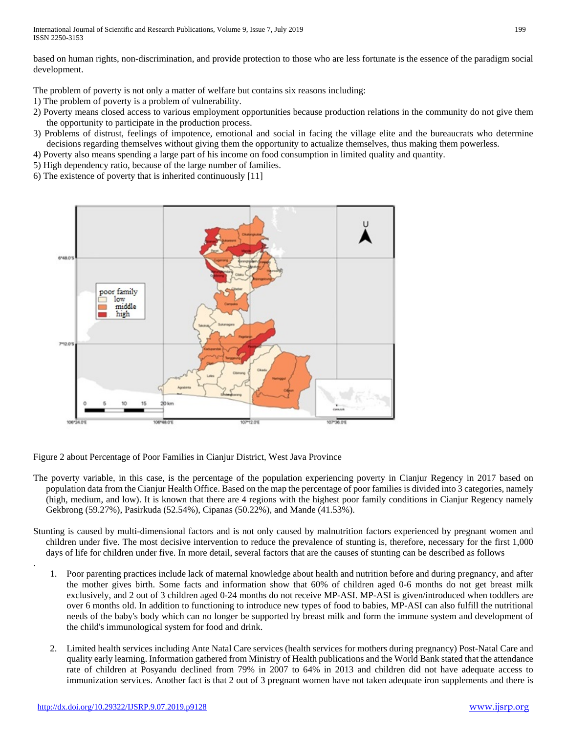based on human rights, non-discrimination, and provide protection to those who are less fortunate is the essence of the paradigm social development.

The problem of poverty is not only a matter of welfare but contains six reasons including:

1) The problem of poverty is a problem of vulnerability.
2) Poverty means closed access to various employment opportunities because production relations in the community do not give them the opportunity to participate in the production process.
3) Problems of distrust, feelings of impotence, emotional and social in facing the village elite and the bureaucrats who determine decisions regarding themselves without giving them the opportunity to actualize themselves, thus making them powerless.
4) Poverty also means spending a large part of his income on food consumption in limited quality and quantity.
5) High dependency ratio, because of the large number of families.
6) The existence of poverty that is inherited continuously [11]

Figure 2 about Percentage of Poor Families in Cianjur District, West Java Province

The poverty variable, in this case, is the percentage of the population experiencing poverty in Cianjur Regency in 2017 based on population data from the Cianjur Health Office. Based on the map the percentage of poor families is divided into 3 categories, namely (high, medium, and low). It is known that there are 4 regions with the highest poor family conditions in Cianjur Regency namely Gekbrong (59.27%), Pasirkuda (52.54%), Cipanas (50.22%), and Mande (41.53%).

Stunting is caused by multi-dimensional factors and is not only caused by malnutrition factors experienced by pregnant women and children under five. The most decisive intervention to reduce the prevalence of stunting is, therefore, necessary for the first 1,000 days of life for children under five. In more detail, several factors that are the causes of stunting can be described as follows

1. Poor parenting practices include lack of maternal knowledge about health and nutrition before and during pregnancy, and after the mother gives birth. Some facts and information show that 60% of children aged 0-6 months do not get breast milk exclusively, and 2 out of 3 children aged 0-24 months do not receive MP-ASI. MP-ASI is given/introduced when toddlers are over 6 months old. In addition to functioning to introduce new types of food to babies, MP-ASI can also fulfill the nutritional needs of the baby's body which can no longer be supported by breast milk and form the immune system and development of the child's immunological system for food and drink.

2. Limited health services including Ante Natal Care services (health services for mothers during pregnancy) Post-Natal Care and quality early learning. Information gathered from Ministry of Health publications and the World Bank stated that the attendance rate of children at Posyandu declined from 79% in 2007 to 64% in 2013 and children did not have adequate access to immunization services. Another fact is that 2 out of 3 pregnant women have not taken adequate iron supplements and there is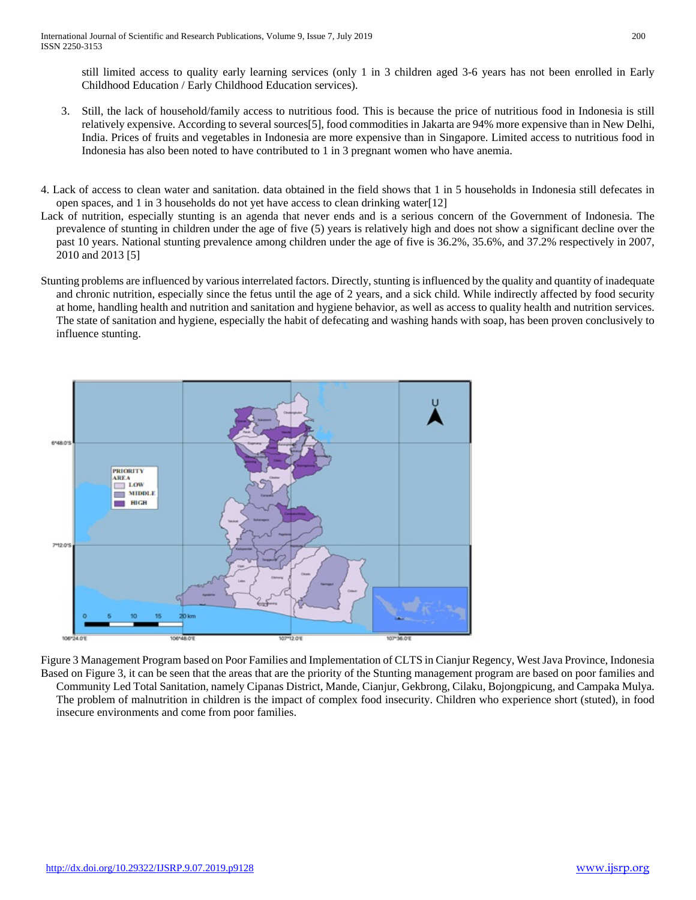still limited access to quality early learning services (only 1 in 3 children aged 3-6 years has not been enrolled in Early Childhood Education / Early Childhood Education services).

3. Still, the lack of household/family access to nutritious food. This is because the price of nutritious food in Indonesia is still relatively expensive. According to several sources[5], food commodities in Jakarta are 94% more expensive than in New Delhi, India. Prices of fruits and vegetables in Indonesia are more expensive than in Singapore. Limited access to nutritious food in Indonesia has also been noted to have contributed to 1 in 3 pregnant women who have anemia.

4. Lack of access to clean water and sanitation. data obtained in the field shows that 1 in 5 households in Indonesia still defecates in open spaces, and 1 in 3 households do not yet have access to clean drinking water[12]

Lack of nutrition, especially stunting is an agenda that never ends and is a serious concern of the Government of Indonesia. The prevalence of stunting in children under the age of five (5) years is relatively high and does not show a significant decline over the past 10 years. National stunting prevalence among children under the age of five is 36.2%, 35.6%, and 37.2% respectively in 2007, 2010 and 2013 [5]

Stunting problems are influenced by various interrelated factors. Directly, stunting is influenced by the quality and quantity of inadequate and chronic nutrition, especially since the fetus until the age of 2 years, and a sick child. While indirectly affected by food security at home, handling health and nutrition and sanitation and hygiene behavior, as well as access to quality health and nutrition services. The state of sanitation and hygiene, especially the habit of defecating and washing hands with soap, has been proven conclusively to influence stunting.

Figure 3 Management Program based on Poor Families and Implementation of CLTS in Cianjur Regency, West Java Province, Indonesia

Based on Figure 3, it can be seen that the areas that are the priority of the Stunting management program are based on poor families and Community Led Total Sanitation, namely Cipanas District, Mande, Cianjur, Gekbrong, Cilaku, Bojongpicung, and Campaka Mulya. The problem of malnutrition in children is the impact of complex food insecurity. Children who experience short (stuted), in food insecure environments and come from poor families.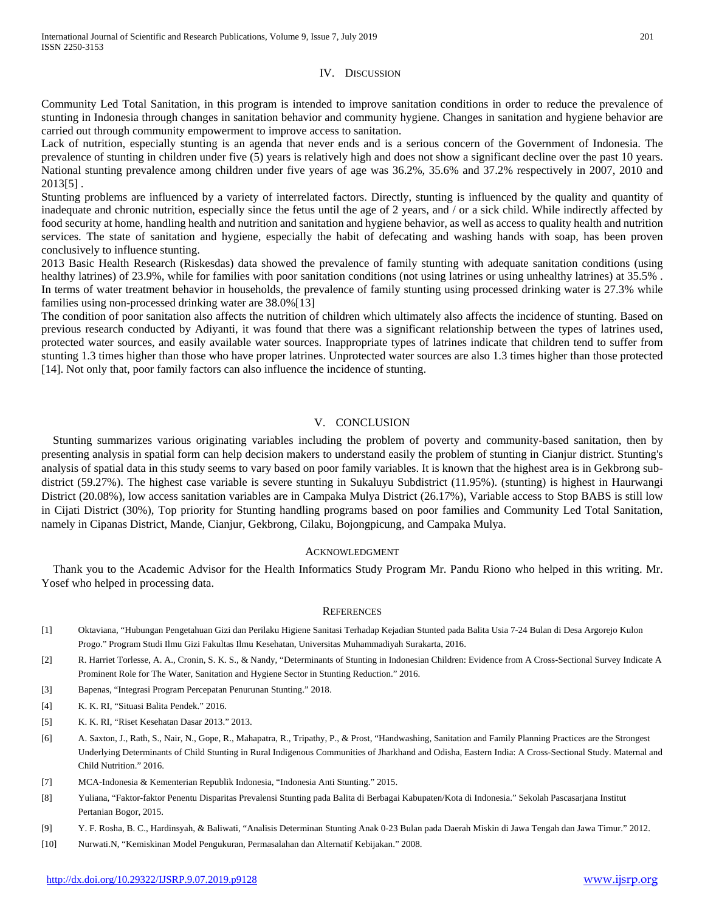## IV. Discussion

Community Led Total Sanitation, in this program is intended to improve sanitation conditions in order to reduce the prevalence of stunting in Indonesia through changes in sanitation behavior and community hygiene. Changes in sanitation and hygiene behavior are carried out through community empowerment to improve access to sanitation.

Lack of nutrition, especially stunting is an agenda that never ends and is a serious concern of the Government of Indonesia. The prevalence of stunting in children under five (5) years is relatively high and does not show a significant decline over the past 10 years. National stunting prevalence among children under five years of age was 36.2%, 35.6% and 37.2% respectively in 2007, 2010 and 2013[5] .

Stunting problems are influenced by a variety of interrelated factors. Directly, stunting is influenced by the quality and quantity of inadequate and chronic nutrition, especially since the fetus until the age of 2 years, and / or a sick child. While indirectly affected by food security at home, handling health and nutrition and sanitation and hygiene behavior, as well as access to quality health and nutrition services. The state of sanitation and hygiene, especially the habit of defecating and washing hands with soap, has been proven conclusively to influence stunting.

2013 Basic Health Research (Riskesdas) data showed the prevalence of family stunting with adequate sanitation conditions (using healthy latrines) of 23.9%, while for families with poor sanitation conditions (not using latrines or using unhealthy latrines) at 35.5% . In terms of water treatment behavior in households, the prevalence of family stunting using processed drinking water is 27.3% while families using non-processed drinking water are 38.0%[13]

The condition of poor sanitation also affects the nutrition of children which ultimately also affects the incidence of stunting. Based on previous research conducted by Adiyanti, it was found that there was a significant relationship between the types of latrines used, protected water sources, and easily available water sources. Inappropriate types of latrines indicate that children tend to suffer from stunting 1.3 times higher than those who have proper latrines. Unprotected water sources are also 1.3 times higher than those protected [14]. Not only that, poor family factors can also influence the incidence of stunting.

## V. Conclusion

Stunting summarizes various originating variables including the problem of poverty and community-based sanitation, then by presenting analysis in spatial form can help decision makers to understand easily the problem of stunting in Cianjur district. Stunting's analysis of spatial data in this study seems to vary based on poor family variables. It is known that the highest area is in Gekbrong sub-district (59.27%). The highest case variable is severe stunting in Sukaluyu Subdistrict (11.95%). (stunting) is highest in Haurwangi District (20.08%), low access sanitation variables are in Campaka Mulya District (26.17%), Variable access to Stop BABS is still low in Cijati District (30%), Top priority for Stunting handling programs based on poor families and Community Led Total Sanitation, namely in Cipanas District, Mande, Cianjur, Gekbrong, Cilaku, Bojongpicung, and Campaka Mulya.

## Acknowledgment

Thank you to the Academic Advisor for the Health Informatics Study Program Mr. Pandu Riono who helped in this writing. Mr. Yosef who helped in processing data.

## References

[1] Oktaviana, "Hubungan Pengetahuan Gizi dan Perilaku Higiene Sanitasi Terhadap Kejadian Stunted pada Balita Usia 7-24 Bulan di Desa Argorejo Kulon Progo." Program Studi Ilmu Gizi Fakultas Ilmu Kesehatan, Universitas Muhammadiyah Surakarta, 2016.

[2] R. Harriet Torlesse, A. A., Cronin, S. K. S., & Nandy, "Determinants of Stunting in Indonesian Children: Evidence from A Cross-Sectional Survey Indicate A Prominent Role for The Water, Sanitation and Hygiene Sector in Stunting Reduction." 2016.

[3] Bapenas, "Integrasi Program Percepatan Penurunan Stunting." 2018.

[4] K. K. RI, "Situasi Balita Pendek." 2016.

[5] K. K. RI, "Riset Kesehatan Dasar 2013." 2013.

[6] A. Saxton, J., Rath, S., Nair, N., Gope, R., Mahapatra, R., Tripathy, P., & Prost, "Handwashing, Sanitation and Family Planning Practices are the Strongest Underlying Determinants of Child Stunting in Rural Indigenous Communities of Jharkhand and Odisha, Eastern India: A Cross-Sectional Study. Maternal and Child Nutrition." 2016.

[7] MCA-Indonesia & Kementerian Republik Indonesia, "Indonesia Anti Stunting." 2015.

[8] Yuliana, "Faktor-faktor Penentu Disparitas Prevalensi Stunting pada Balita di Berbagai Kabupaten/Kota di Indonesia." Sekolah Pascasarjana Institut Pertanian Bogor, 2015.

[9] Y. F. Rosha, B. C., Hardinsyah, & Baliwati, "Analisis Determinan Stunting Anak 0-23 Bulan pada Daerah Miskin di Jawa Tengah dan Jawa Timur." 2012.

[10] Nurwati.N, "Kemiskinan Model Pengukuran, Permasalahan dan Alternatif Kebijakan." 2008.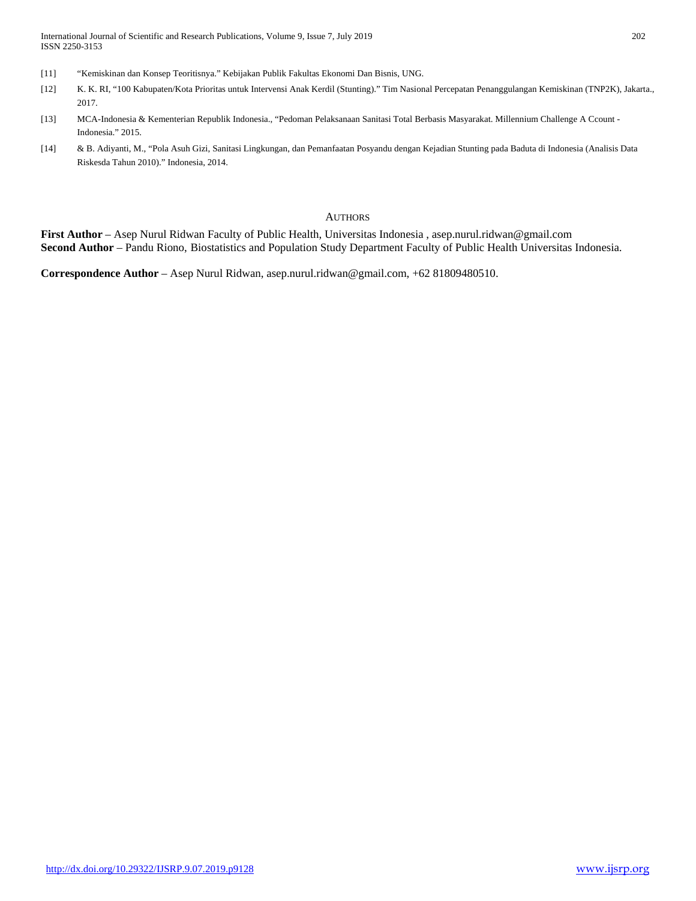[11] "Kemiskinan dan Konsep Teoritisnya." Kebijakan Publik Fakultas Ekonomi Dan Bisnis, UNG.

[12] K. K. RI, "100 Kabupaten/Kota Prioritas untuk Intervensi Anak Kerdil (Stunting)." Tim Nasional Percepatan Penanggulangan Kemiskinan (TNP2K), Jakarta., 2017.

[13] MCA-Indonesia & Kementerian Republik Indonesia., "Pedoman Pelaksanaan Sanitasi Total Berbasis Masyarakat. Millennium Challenge A Ccount - Indonesia." 2015.

[14] & B. Adiyanti, M., "Pola Asuh Gizi, Sanitasi Lingkungan, dan Pemanfaatan Posyandu dengan Kejadian Stunting pada Baduta di Indonesia (Analisis Data Riskesda Tahun 2010)." Indonesia, 2014.

## AUTHORS

**First Author** – Asep Nurul Ridwan Faculty of Public Health, Universitas Indonesia , asep.nurul.ridwan@gmail.com
**Second Author** – Pandu Riono, Biostatistics and Population Study Department Faculty of Public Health Universitas Indonesia.

**Correspondence Author** – Asep Nurul Ridwan, asep.nurul.ridwan@gmail.com, +62 81809480510.